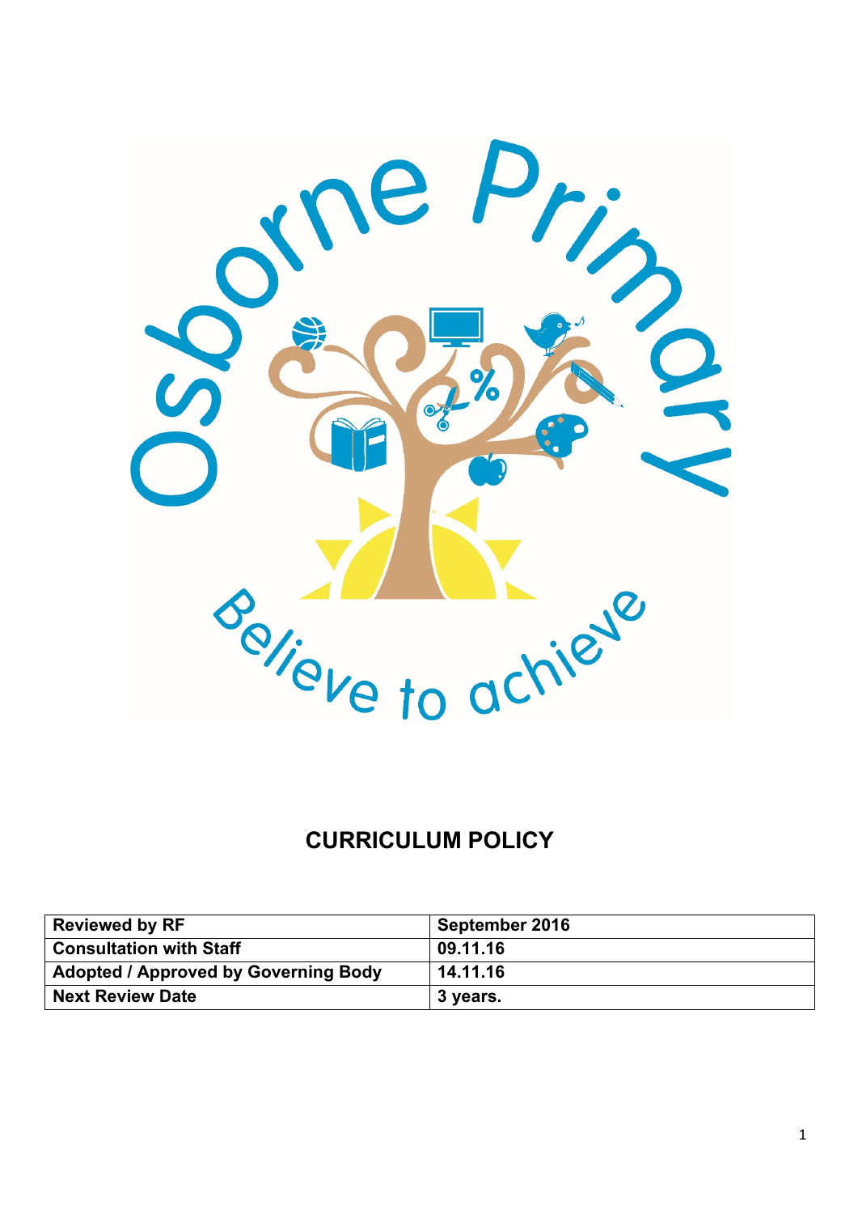Osborne Primary

Believe to achieve

# CURRICULUM POLICY

| Reviewed by RF | September 2016 |
| --- | --- |
| Consultation with Staff | 09.11.16 |
| Adopted / Approved by Governing Body | 14.11.16 |
| Next Review Date | 3 years. |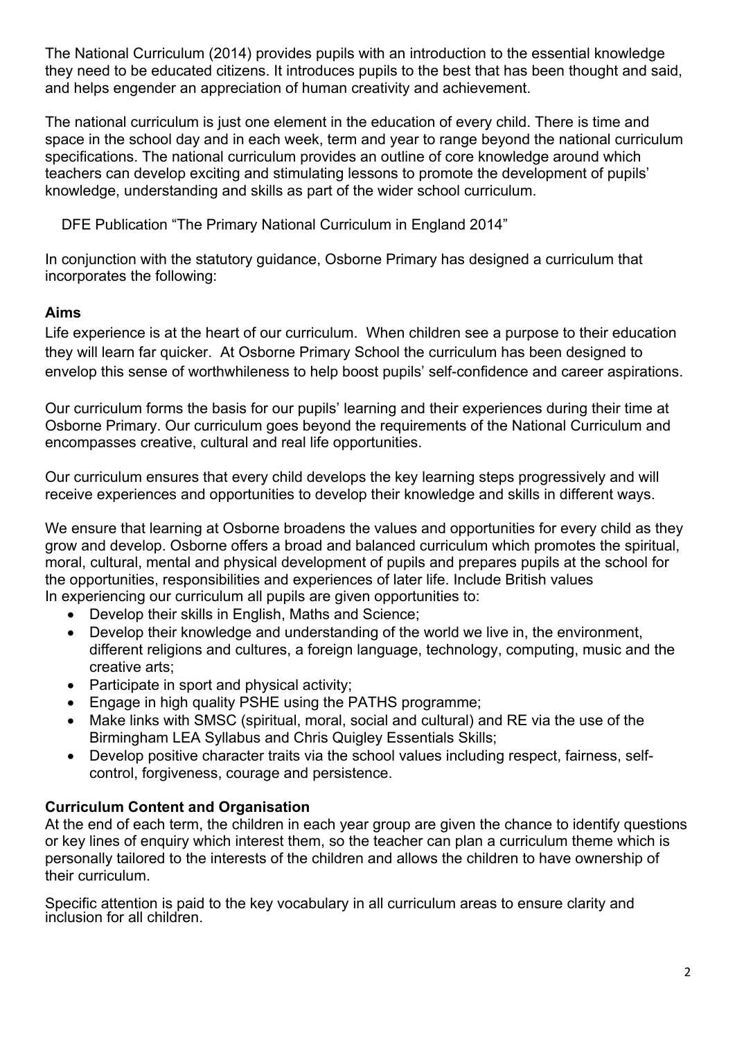The National Curriculum (2014) provides pupils with an introduction to the essential knowledge they need to be educated citizens. It introduces pupils to the best that has been thought and said, and helps engender an appreciation of human creativity and achievement.

The national curriculum is just one element in the education of every child. There is time and space in the school day and in each week, term and year to range beyond the national curriculum specifications. The national curriculum provides an outline of core knowledge around which teachers can develop exciting and stimulating lessons to promote the development of pupils' knowledge, understanding and skills as part of the wider school curriculum.

DFE Publication "The Primary National Curriculum in England 2014"

In conjunction with the statutory guidance, Osborne Primary has designed a curriculum that incorporates the following:

**Aims**

Life experience is at the heart of our curriculum. When children see a purpose to their education they will learn far quicker. At Osborne Primary School the curriculum has been designed to envelop this sense of worthwhileness to help boost pupils' self-confidence and career aspirations.

Our curriculum forms the basis for our pupils' learning and their experiences during their time at Osborne Primary. Our curriculum goes beyond the requirements of the National Curriculum and encompasses creative, cultural and real life opportunities.

Our curriculum ensures that every child develops the key learning steps progressively and will receive experiences and opportunities to develop their knowledge and skills in different ways.

We ensure that learning at Osborne broadens the values and opportunities for every child as they grow and develop. Osborne offers a broad and balanced curriculum which promotes the spiritual, moral, cultural, mental and physical development of pupils and prepares pupils at the school for the opportunities, responsibilities and experiences of later life. Include British values
In experiencing our curriculum all pupils are given opportunities to:

- Develop their skills in English, Maths and Science;
- Develop their knowledge and understanding of the world we live in, the environment, different religions and cultures, a foreign language, technology, computing, music and the creative arts;
- Participate in sport and physical activity;
- Engage in high quality PSHE using the PATHS programme;
- Make links with SMSC (spiritual, moral, social and cultural) and RE via the use of the Birmingham LEA Syllabus and Chris Quigley Essentials Skills;
- Develop positive character traits via the school values including respect, fairness, self-control, forgiveness, courage and persistence.

**Curriculum Content and Organisation**

At the end of each term, the children in each year group are given the chance to identify questions or key lines of enquiry which interest them, so the teacher can plan a curriculum theme which is personally tailored to the interests of the children and allows the children to have ownership of their curriculum.

Specific attention is paid to the key vocabulary in all curriculum areas to ensure clarity and inclusion for all children.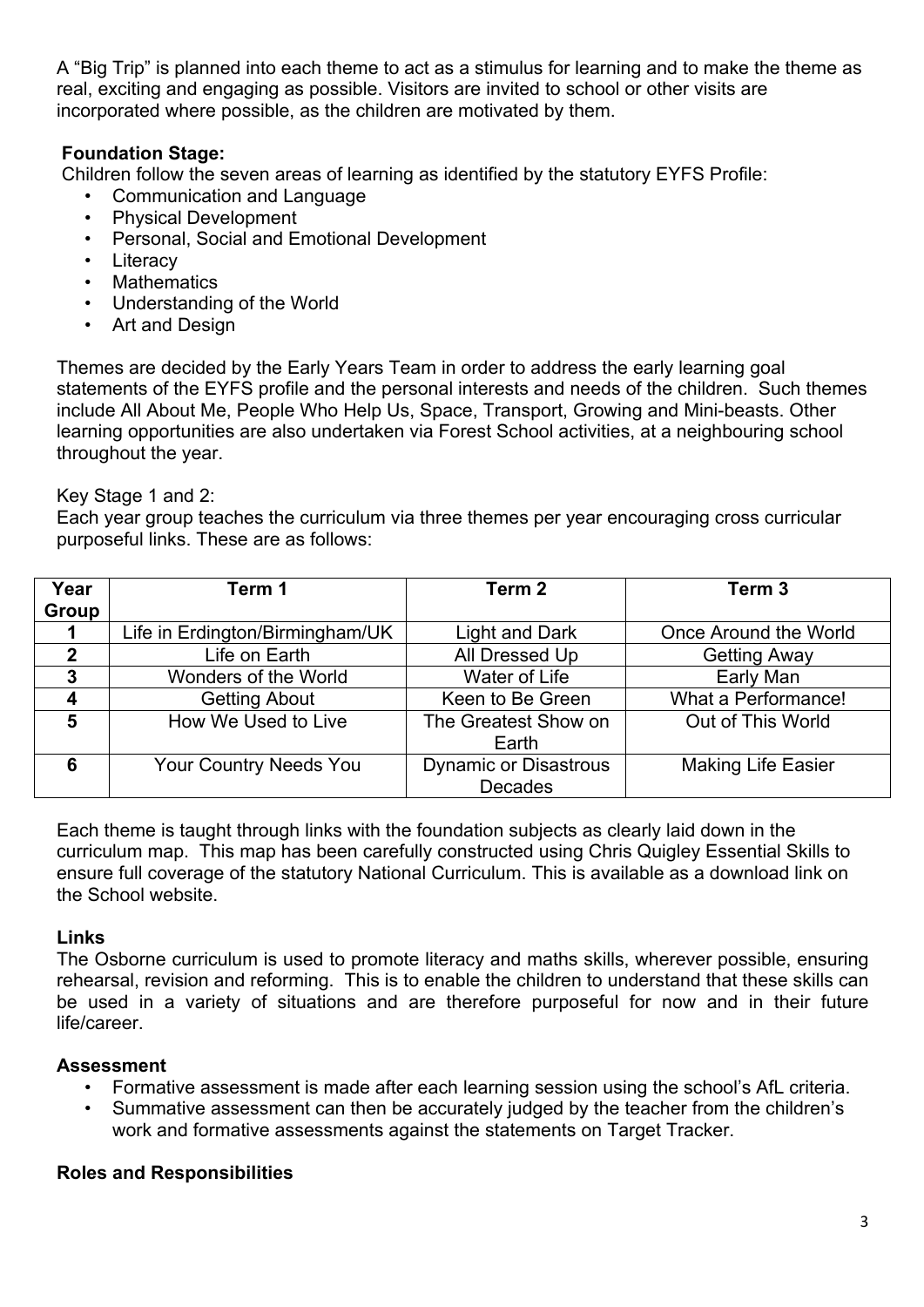A "Big Trip" is planned into each theme to act as a stimulus for learning and to make the theme as real, exciting and engaging as possible. Visitors are invited to school or other visits are incorporated where possible, as the children are motivated by them.

**Foundation Stage:**

Children follow the seven areas of learning as identified by the statutory EYFS Profile:

- Communication and Language
- Physical Development
- Personal, Social and Emotional Development
- Literacy
- Mathematics
- Understanding of the World
- Art and Design

Themes are decided by the Early Years Team in order to address the early learning goal statements of the EYFS profile and the personal interests and needs of the children. Such themes include All About Me, People Who Help Us, Space, Transport, Growing and Mini-beasts. Other learning opportunities are also undertaken via Forest School activities, at a neighbouring school throughout the year.

Key Stage 1 and 2:

Each year group teaches the curriculum via three themes per year encouraging cross curricular purposeful links. These are as follows:

| Year Group | Term 1 | Term 2 | Term 3 |
|---|---|---|---|
| 1 | Life in Erdington/Birmingham/UK | Light and Dark | Once Around the World |
| 2 | Life on Earth | All Dressed Up | Getting Away |
| 3 | Wonders of the World | Water of Life | Early Man |
| 4 | Getting About | Keen to Be Green | What a Performance! |
| 5 | How We Used to Live | The Greatest Show on Earth | Out of This World |
| 6 | Your Country Needs You | Dynamic or Disastrous Decades | Making Life Easier |

Each theme is taught through links with the foundation subjects as clearly laid down in the curriculum map. This map has been carefully constructed using Chris Quigley Essential Skills to ensure full coverage of the statutory National Curriculum. This is available as a download link on the School website.

**Links**

The Osborne curriculum is used to promote literacy and maths skills, wherever possible, ensuring rehearsal, revision and reforming. This is to enable the children to understand that these skills can be used in a variety of situations and are therefore purposeful for now and in their future life/career.

**Assessment**

- Formative assessment is made after each learning session using the school's AfL criteria.
- Summative assessment can then be accurately judged by the teacher from the children's work and formative assessments against the statements on Target Tracker.

**Roles and Responsibilities**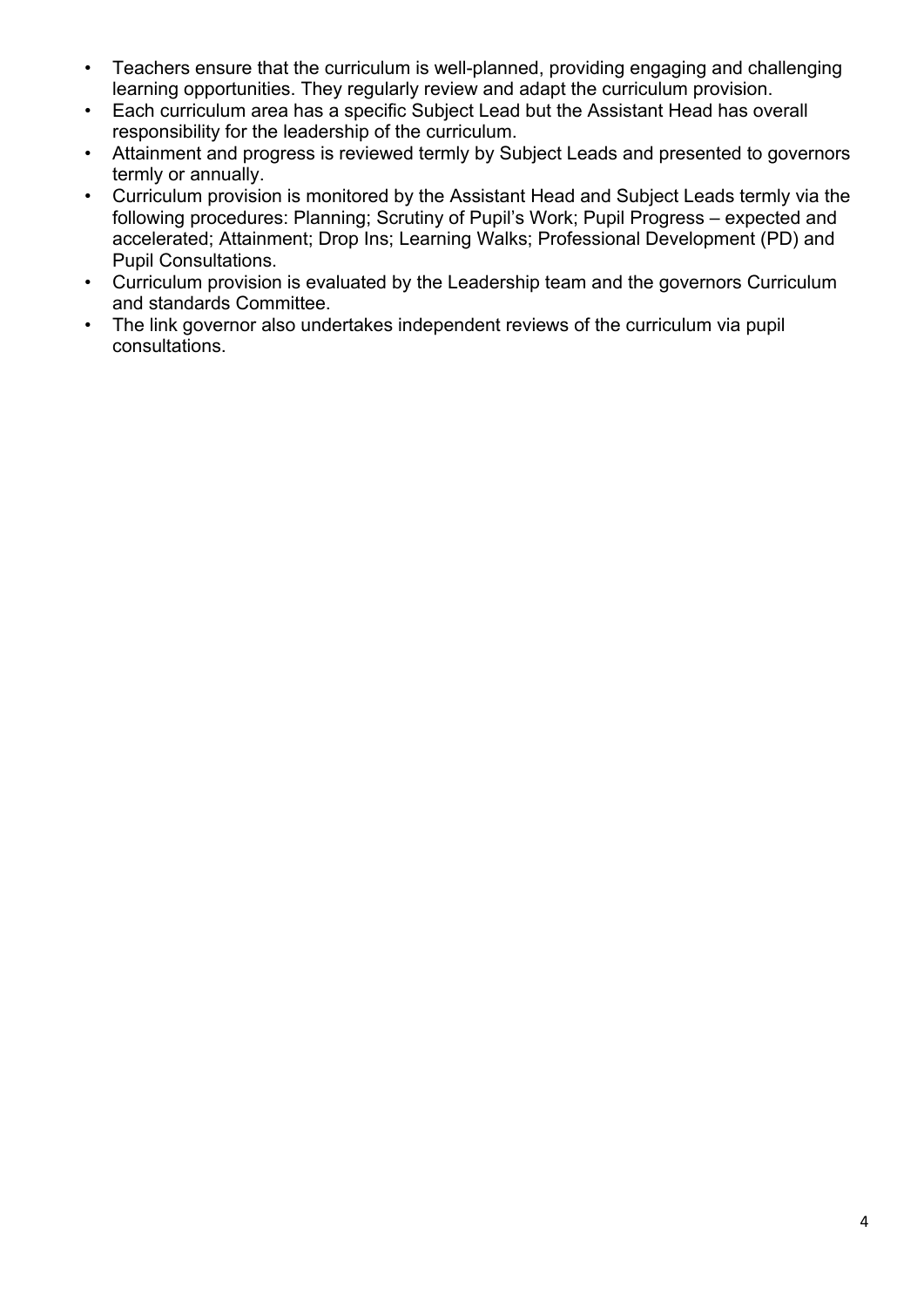- Teachers ensure that the curriculum is well-planned, providing engaging and challenging learning opportunities. They regularly review and adapt the curriculum provision.
- Each curriculum area has a specific Subject Lead but the Assistant Head has overall responsibility for the leadership of the curriculum.
- Attainment and progress is reviewed termly by Subject Leads and presented to governors termly or annually.
- Curriculum provision is monitored by the Assistant Head and Subject Leads termly via the following procedures: Planning; Scrutiny of Pupil's Work; Pupil Progress – expected and accelerated; Attainment; Drop Ins; Learning Walks; Professional Development (PD) and Pupil Consultations.
- Curriculum provision is evaluated by the Leadership team and the governors Curriculum and standards Committee.
- The link governor also undertakes independent reviews of the curriculum via pupil consultations.